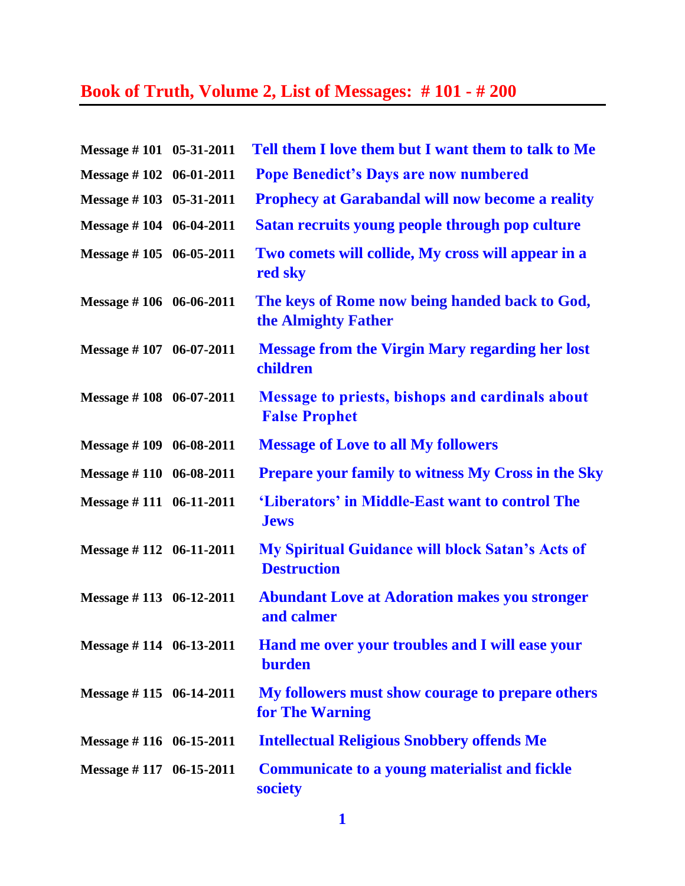# Book of Truth, Volume 2, List of Messages: # 101 - # 200

| | | |
|---|---|---|
| **Message # 101** | **05-31-2011** | **Tell them I love them but I want them to talk to Me** |
| **Message # 102** | **06-01-2011** | **Pope Benedict's Days are now numbered** |
| **Message # 103** | **05-31-2011** | **Prophecy at Garabandal will now become a reality** |
| **Message # 104** | **06-04-2011** | **Satan recruits young people through pop culture** |
| **Message # 105** | **06-05-2011** | **Two comets will collide, My cross will appear in a red sky** |
| **Message # 106** | **06-06-2011** | **The keys of Rome now being handed back to God, the Almighty Father** |
| **Message # 107** | **06-07-2011** | **Message from the Virgin Mary regarding her lost children** |
| **Message # 108** | **06-07-2011** | **Message to priests, bishops and cardinals about False Prophet** |
| **Message # 109** | **06-08-2011** | **Message of Love to all My followers** |
| **Message # 110** | **06-08-2011** | **Prepare your family to witness My Cross in the Sky** |
| **Message # 111** | **06-11-2011** | **'Liberators' in Middle-East want to control The Jews** |
| **Message # 112** | **06-11-2011** | **My Spiritual Guidance will block Satan's Acts of Destruction** |
| **Message # 113** | **06-12-2011** | **Abundant Love at Adoration makes you stronger and calmer** |
| **Message # 114** | **06-13-2011** | **Hand me over your troubles and I will ease your burden** |
| **Message # 115** | **06-14-2011** | **My followers must show courage to prepare others for The Warning** |
| **Message # 116** | **06-15-2011** | **Intellectual Religious Snobbery offends Me** |
| **Message # 117** | **06-15-2011** | **Communicate to a young materialist and fickle society** |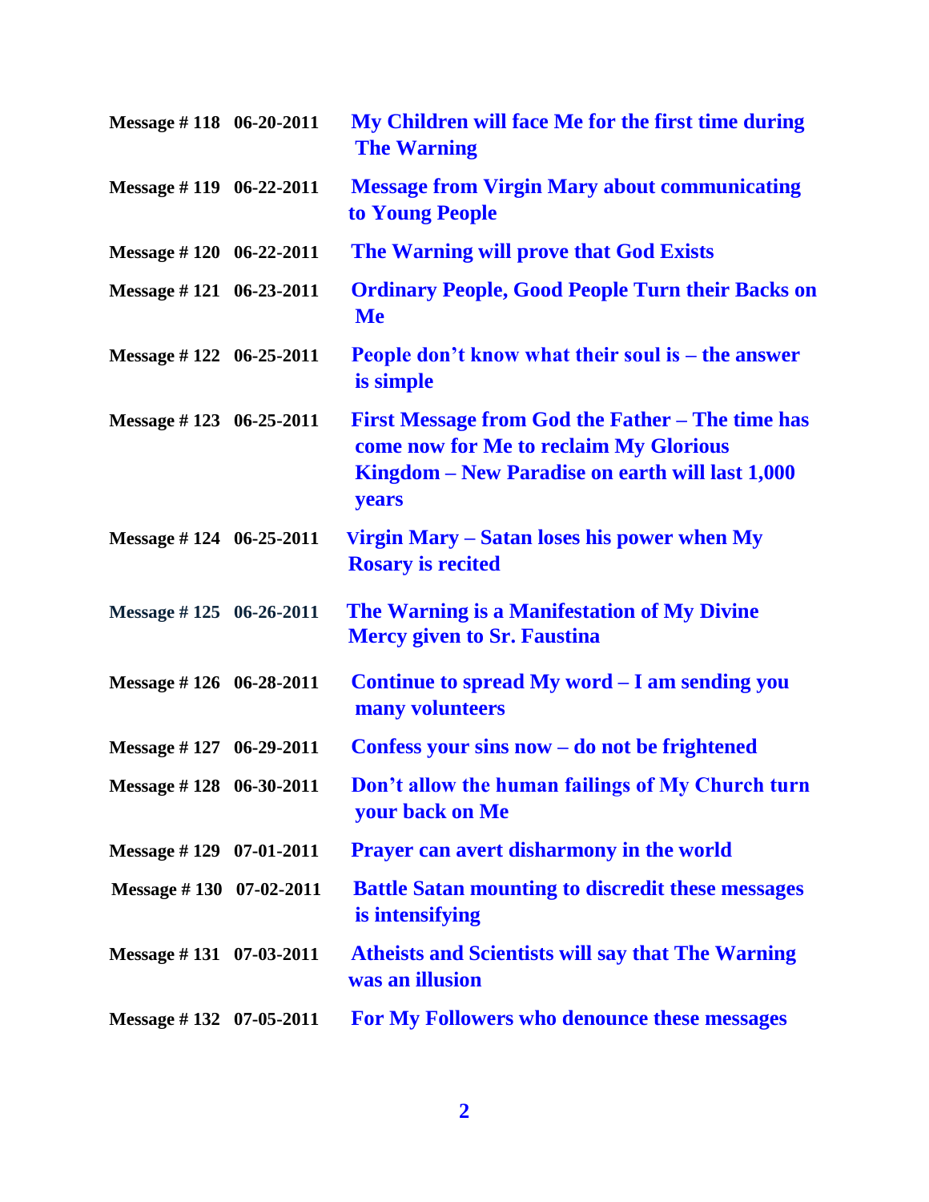| | | |
|---|---|---|
| **Message # 118** | **06-20-2011** | **My Children will face Me for the first time during The Warning** |
| **Message # 119** | **06-22-2011** | **Message from Virgin Mary about communicating to Young People** |
| **Message # 120** | **06-22-2011** | **The Warning will prove that God Exists** |
| **Message # 121** | **06-23-2011** | **Ordinary People, Good People Turn their Backs on Me** |
| **Message # 122** | **06-25-2011** | **People don't know what their soul is – the answer is simple** |
| **Message # 123** | **06-25-2011** | **First Message from God the Father – The time has come now for Me to reclaim My Glorious Kingdom – New Paradise on earth will last 1,000 years** |
| **Message # 124** | **06-25-2011** | **Virgin Mary – Satan loses his power when My Rosary is recited** |
| **Message # 125** | **06-26-2011** | **The Warning is a Manifestation of My Divine Mercy given to Sr. Faustina** |
| **Message # 126** | **06-28-2011** | **Continue to spread My word – I am sending you many volunteers** |
| **Message # 127** | **06-29-2011** | **Confess your sins now – do not be frightened** |
| **Message # 128** | **06-30-2011** | **Don't allow the human failings of My Church turn your back on Me** |
| **Message # 129** | **07-01-2011** | **Prayer can avert disharmony in the world** |
| **Message # 130** | **07-02-2011** | **Battle Satan mounting to discredit these messages is intensifying** |
| **Message # 131** | **07-03-2011** | **Atheists and Scientists will say that The Warning was an illusion** |
| **Message # 132** | **07-05-2011** | **For My Followers who denounce these messages** |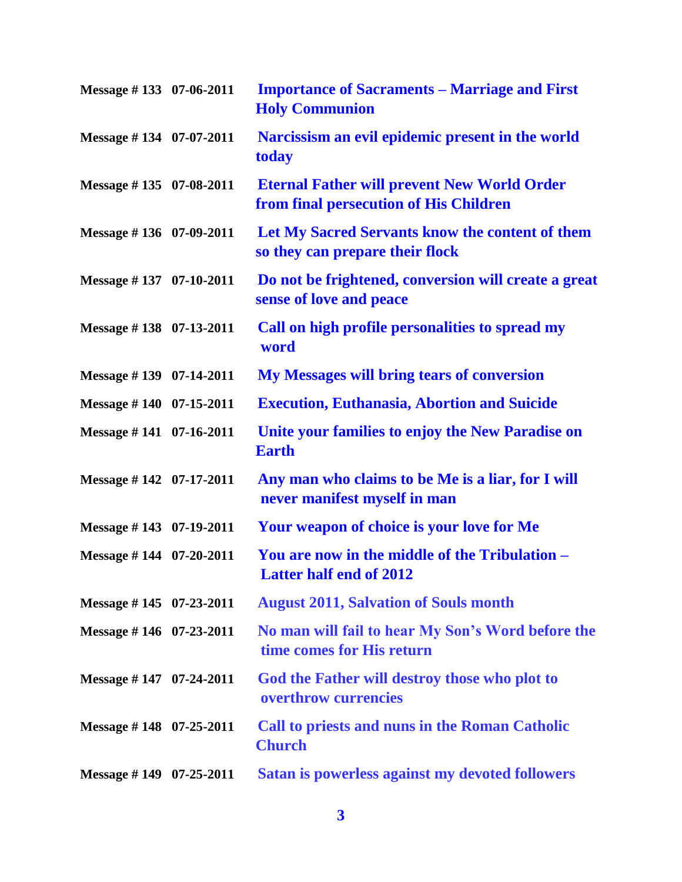| | | |
|---|---|---|
| Message # 133 | 07-06-2011 | Importance of Sacraments – Marriage and First Holy Communion |
| Message # 134 | 07-07-2011 | Narcissism an evil epidemic present in the world today |
| Message # 135 | 07-08-2011 | Eternal Father will prevent New World Order from final persecution of His Children |
| Message # 136 | 07-09-2011 | Let My Sacred Servants know the content of them so they can prepare their flock |
| Message # 137 | 07-10-2011 | Do not be frightened, conversion will create a great sense of love and peace |
| Message # 138 | 07-13-2011 | Call on high profile personalities to spread my word |
| Message # 139 | 07-14-2011 | My Messages will bring tears of conversion |
| Message # 140 | 07-15-2011 | Execution, Euthanasia, Abortion and Suicide |
| Message # 141 | 07-16-2011 | Unite your families to enjoy the New Paradise on Earth |
| Message # 142 | 07-17-2011 | Any man who claims to be Me is a liar, for I will never manifest myself in man |
| Message # 143 | 07-19-2011 | Your weapon of choice is your love for Me |
| Message # 144 | 07-20-2011 | You are now in the middle of the Tribulation – Latter half end of 2012 |
| Message # 145 | 07-23-2011 | August 2011, Salvation of Souls month |
| Message # 146 | 07-23-2011 | No man will fail to hear My Son's Word before the time comes for His return |
| Message # 147 | 07-24-2011 | God the Father will destroy those who plot to overthrow currencies |
| Message # 148 | 07-25-2011 | Call to priests and nuns in the Roman Catholic Church |
| Message # 149 | 07-25-2011 | Satan is powerless against my devoted followers |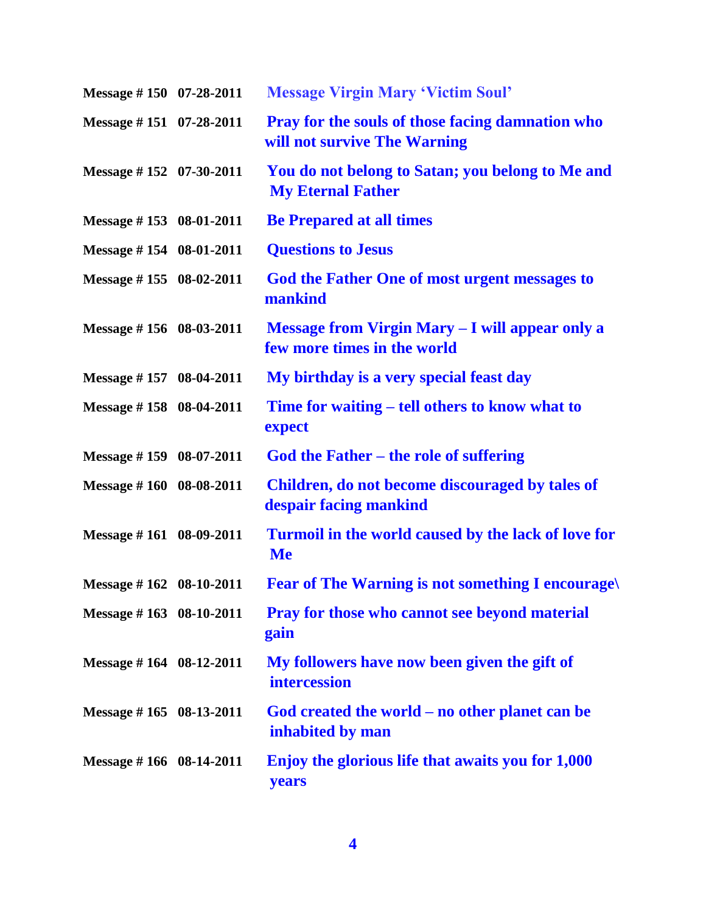| | | |
|---|---|---|
| **Message # 150** | **07-28-2011** | **Message Virgin Mary 'Victim Soul'** |
| **Message # 151** | **07-28-2011** | **Pray for the souls of those facing damnation who will not survive The Warning** |
| **Message # 152** | **07-30-2011** | **You do not belong to Satan; you belong to Me and My Eternal Father** |
| **Message # 153** | **08-01-2011** | **Be Prepared at all times** |
| **Message # 154** | **08-01-2011** | **Questions to Jesus** |
| **Message # 155** | **08-02-2011** | **God the Father One of most urgent messages to mankind** |
| **Message # 156** | **08-03-2011** | **Message from Virgin Mary – I will appear only a few more times in the world** |
| **Message # 157** | **08-04-2011** | **My birthday is a very special feast day** |
| **Message # 158** | **08-04-2011** | **Time for waiting – tell others to know what to expect** |
| **Message # 159** | **08-07-2011** | **God the Father – the role of suffering** |
| **Message # 160** | **08-08-2011** | **Children, do not become discouraged by tales of despair facing mankind** |
| **Message # 161** | **08-09-2011** | **Turmoil in the world caused by the lack of love for Me** |
| **Message # 162** | **08-10-2011** | **Fear of The Warning is not something I encourage\** |
| **Message # 163** | **08-10-2011** | **Pray for those who cannot see beyond material gain** |
| **Message # 164** | **08-12-2011** | **My followers have now been given the gift of intercession** |
| **Message # 165** | **08-13-2011** | **God created the world – no other planet can be inhabited by man** |
| **Message # 166** | **08-14-2011** | **Enjoy the glorious life that awaits you for 1,000 years** |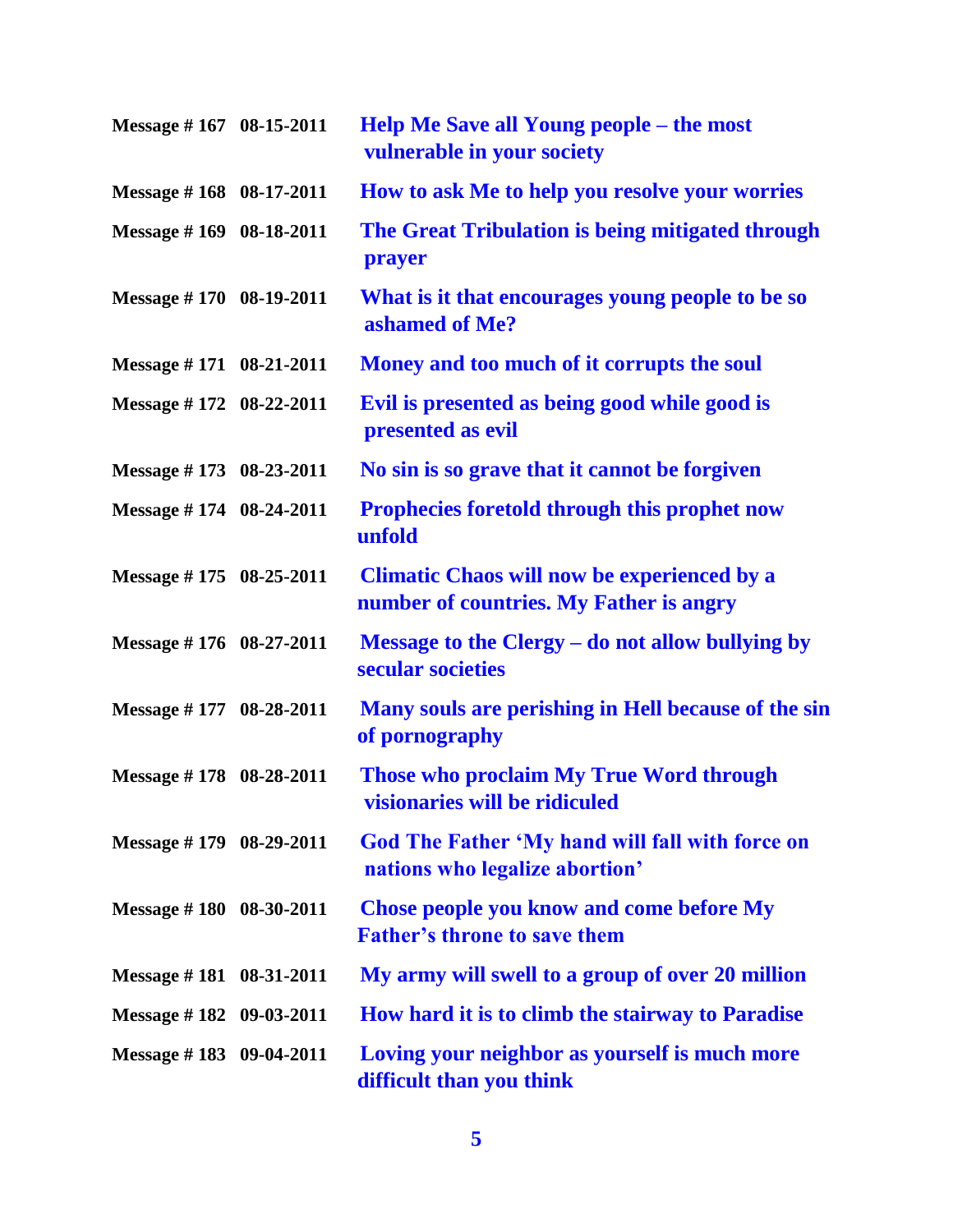| | | |
|---|---|---|
| **Message # 167** | **08-15-2011** | **Help Me Save all Young people – the most vulnerable in your society** |
| **Message # 168** | **08-17-2011** | **How to ask Me to help you resolve your worries** |
| **Message # 169** | **08-18-2011** | **The Great Tribulation is being mitigated through prayer** |
| **Message # 170** | **08-19-2011** | **What is it that encourages young people to be so ashamed of Me?** |
| **Message # 171** | **08-21-2011** | **Money and too much of it corrupts the soul** |
| **Message # 172** | **08-22-2011** | **Evil is presented as being good while good is presented as evil** |
| **Message # 173** | **08-23-2011** | **No sin is so grave that it cannot be forgiven** |
| **Message # 174** | **08-24-2011** | **Prophecies foretold through this prophet now unfold** |
| **Message # 175** | **08-25-2011** | **Climatic Chaos will now be experienced by a number of countries. My Father is angry** |
| **Message # 176** | **08-27-2011** | **Message to the Clergy – do not allow bullying by secular societies** |
| **Message # 177** | **08-28-2011** | **Many souls are perishing in Hell because of the sin of pornography** |
| **Message # 178** | **08-28-2011** | **Those who proclaim My True Word through visionaries will be ridiculed** |
| **Message # 179** | **08-29-2011** | **God The Father 'My hand will fall with force on nations who legalize abortion'** |
| **Message # 180** | **08-30-2011** | **Chose people you know and come before My Father's throne to save them** |
| **Message # 181** | **08-31-2011** | **My army will swell to a group of over 20 million** |
| **Message # 182** | **09-03-2011** | **How hard it is to climb the stairway to Paradise** |
| **Message # 183** | **09-04-2011** | **Loving your neighbor as yourself is much more difficult than you think** |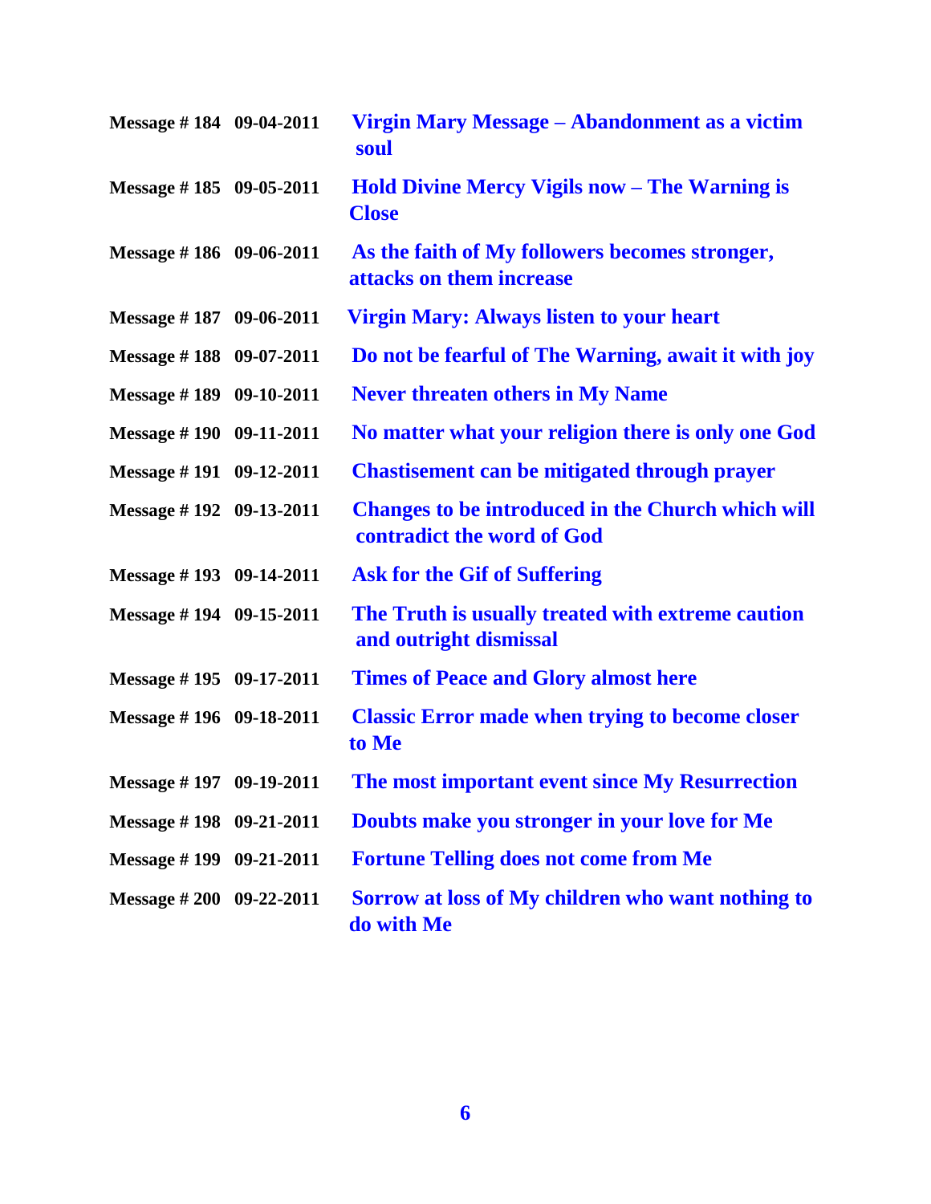| | | |
|---|---|---|
| **Message # 184** | **09-04-2011** | **Virgin Mary Message – Abandonment as a victim soul** |
| **Message # 185** | **09-05-2011** | **Hold Divine Mercy Vigils now – The Warning is Close** |
| **Message # 186** | **09-06-2011** | **As the faith of My followers becomes stronger, attacks on them increase** |
| **Message # 187** | **09-06-2011** | **Virgin Mary: Always listen to your heart** |
| **Message # 188** | **09-07-2011** | **Do not be fearful of The Warning, await it with joy** |
| **Message # 189** | **09-10-2011** | **Never threaten others in My Name** |
| **Message # 190** | **09-11-2011** | **No matter what your religion there is only one God** |
| **Message # 191** | **09-12-2011** | **Chastisement can be mitigated through prayer** |
| **Message # 192** | **09-13-2011** | **Changes to be introduced in the Church which will contradict the word of God** |
| **Message # 193** | **09-14-2011** | **Ask for the Gif of Suffering** |
| **Message # 194** | **09-15-2011** | **The Truth is usually treated with extreme caution and outright dismissal** |
| **Message # 195** | **09-17-2011** | **Times of Peace and Glory almost here** |
| **Message # 196** | **09-18-2011** | **Classic Error made when trying to become closer to Me** |
| **Message # 197** | **09-19-2011** | **The most important event since My Resurrection** |
| **Message # 198** | **09-21-2011** | **Doubts make you stronger in your love for Me** |
| **Message # 199** | **09-21-2011** | **Fortune Telling does not come from Me** |
| **Message # 200** | **09-22-2011** | **Sorrow at loss of My children who want nothing to do with Me** |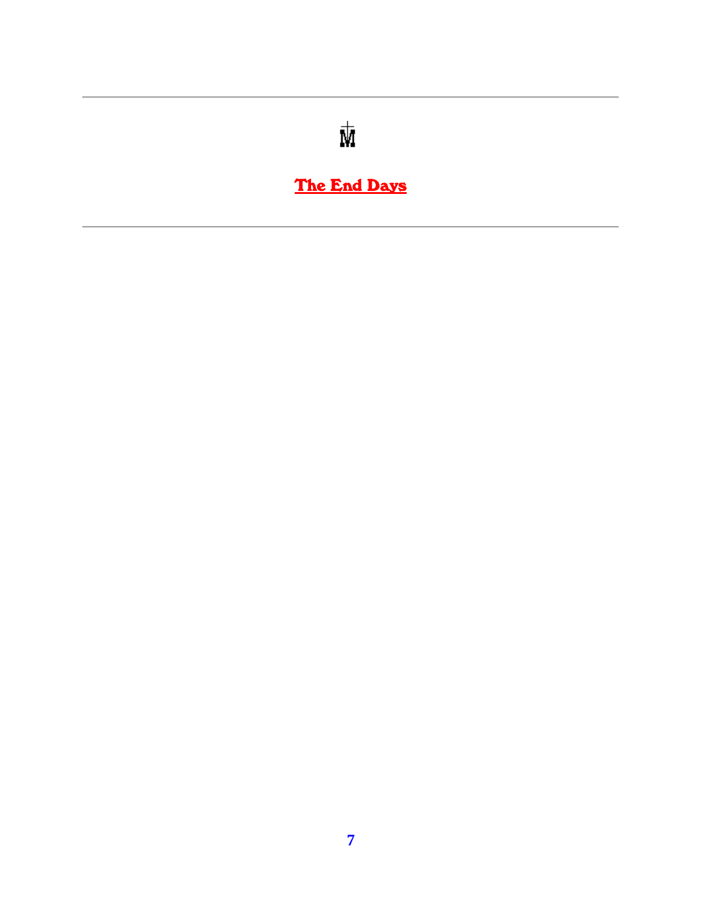---

M

**The End Days**

---